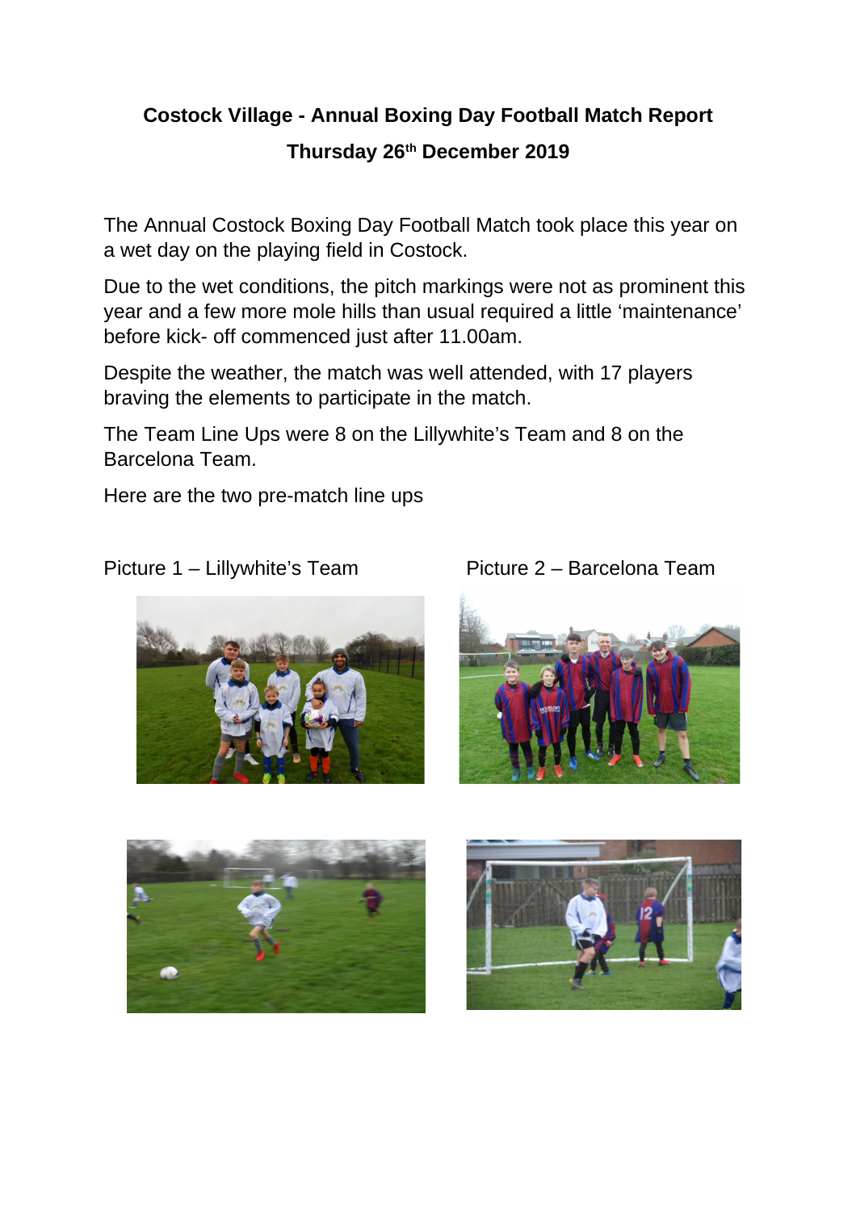**Costock Village - Annual Boxing Day Football Match Report**

**Thursday 26th December 2019**

The Annual Costock Boxing Day Football Match took place this year on a wet day on the playing field in Costock.

Due to the wet conditions, the pitch markings were not as prominent this year and a few more mole hills than usual required a little 'maintenance' before kick- off commenced just after 11.00am.

Despite the weather, the match was well attended, with 17 players braving the elements to participate in the match.

The Team Line Ups were 8 on the Lillywhite's Team and 8 on the Barcelona Team.

Here are the two pre-match line ups

Picture 1 – Lillywhite's Team

Picture 2 – Barcelona Team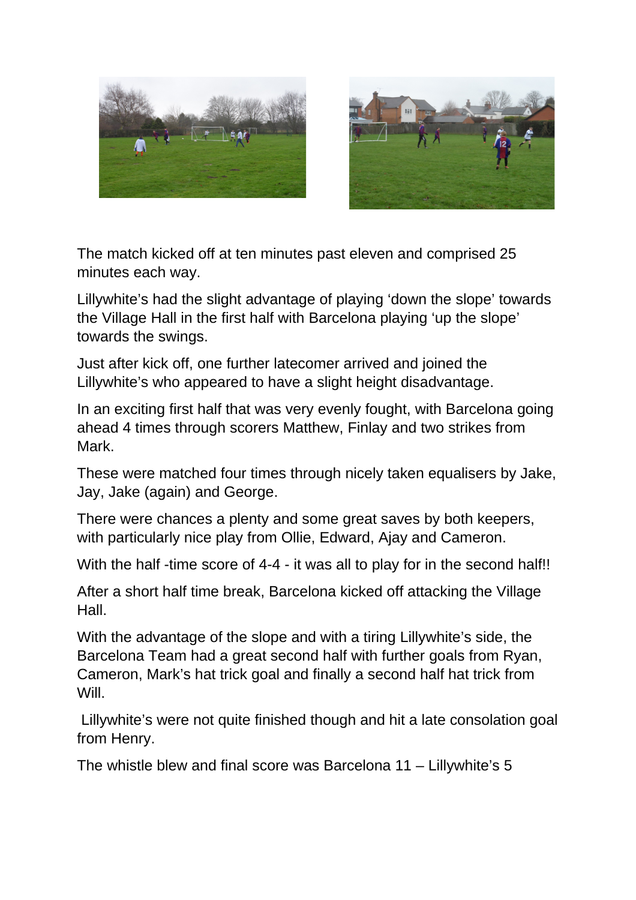The match kicked off at ten minutes past eleven and comprised 25 minutes each way.

Lillywhite's had the slight advantage of playing 'down the slope' towards the Village Hall in the first half with Barcelona playing 'up the slope' towards the swings.

Just after kick off, one further latecomer arrived and joined the Lillywhite's who appeared to have a slight height disadvantage.

In an exciting first half that was very evenly fought, with Barcelona going ahead 4 times through scorers Matthew, Finlay and two strikes from Mark.

These were matched four times through nicely taken equalisers by Jake, Jay, Jake (again) and George.

There were chances a plenty and some great saves by both keepers, with particularly nice play from Ollie, Edward, Ajay and Cameron.

With the half -time score of 4-4 - it was all to play for in the second half!!

After a short half time break, Barcelona kicked off attacking the Village Hall.

With the advantage of the slope and with a tiring Lillywhite's side, the Barcelona Team had a great second half with further goals from Ryan, Cameron, Mark's hat trick goal and finally a second half hat trick from Will.

Lillywhite's were not quite finished though and hit a late consolation goal from Henry.

The whistle blew and final score was Barcelona 11 – Lillywhite's 5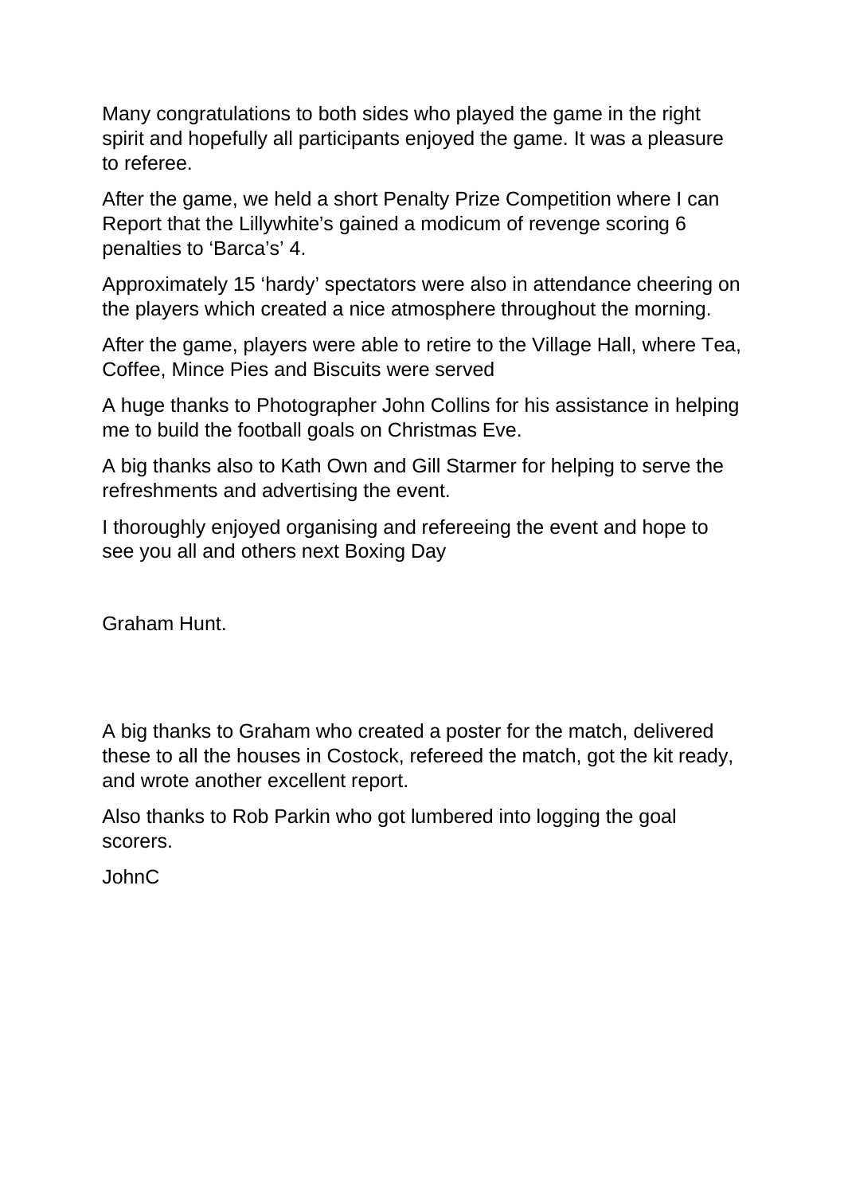Many congratulations to both sides who played the game in the right spirit and hopefully all participants enjoyed the game. It was a pleasure to referee.

After the game, we held a short Penalty Prize Competition where I can Report that the Lillywhite's gained a modicum of revenge scoring 6 penalties to 'Barca's' 4.

Approximately 15 'hardy' spectators were also in attendance cheering on the players which created a nice atmosphere throughout the morning.

After the game, players were able to retire to the Village Hall, where Tea, Coffee, Mince Pies and Biscuits were served

A huge thanks to Photographer John Collins for his assistance in helping me to build the football goals on Christmas Eve.

A big thanks also to Kath Own and Gill Starmer for helping to serve the refreshments and advertising the event.

I thoroughly enjoyed organising and refereeing the event and hope to see you all and others next Boxing Day

Graham Hunt.

A big thanks to Graham who created a poster for the match, delivered these to all the houses in Costock, refereed the match, got the kit ready, and wrote another excellent report.

Also thanks to Rob Parkin who got lumbered into logging the goal scorers.

JohnC